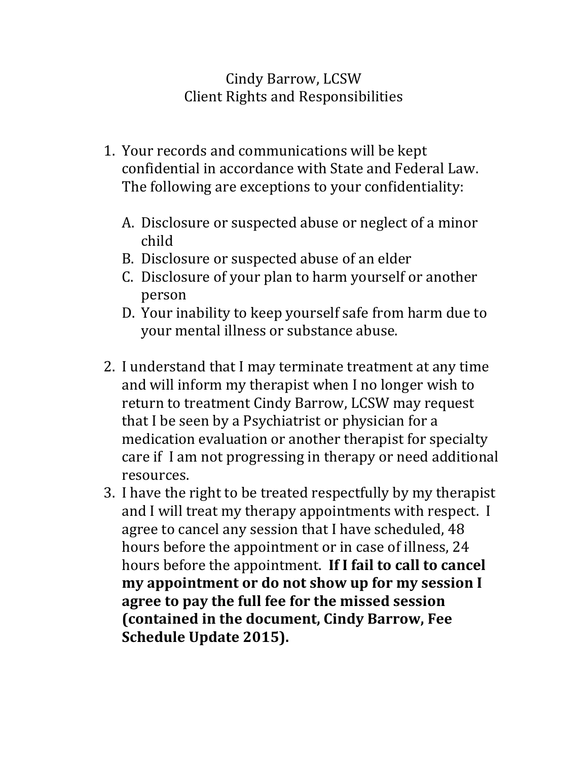# Cindy Barrow, LCSW
## Client Rights and Responsibilities

1. Your records and communications will be kept confidential in accordance with State and Federal Law. The following are exceptions to your confidentiality:

    A. Disclosure or suspected abuse or neglect of a minor child
    B. Disclosure or suspected abuse of an elder
    C. Disclosure of your plan to harm yourself or another person
    D. Your inability to keep yourself safe from harm due to your mental illness or substance abuse.

2. I understand that I may terminate treatment at any time and will inform my therapist when I no longer wish to return to treatment Cindy Barrow, LCSW may request that I be seen by a Psychiatrist or physician for a medication evaluation or another therapist for specialty care if I am not progressing in therapy or need additional resources.
3. I have the right to be treated respectfully by my therapist and I will treat my therapy appointments with respect. I agree to cancel any session that I have scheduled, 48 hours before the appointment or in case of illness, 24 hours before the appointment. **If I fail to call to cancel my appointment or do not show up for my session I agree to pay the full fee for the missed session (contained in the document, Cindy Barrow, Fee Schedule Update 2015).**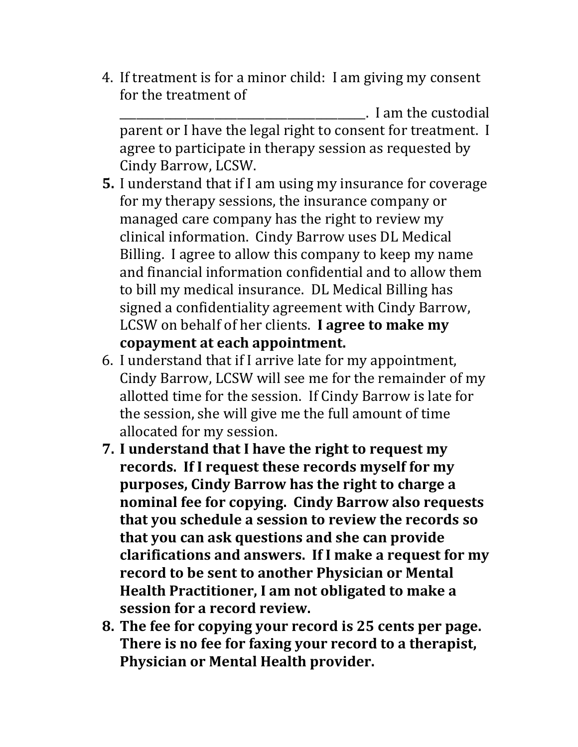4. If treatment is for a minor child: I am giving my consent for the treatment of ___________________________________________. I am the custodial parent or I have the legal right to consent for treatment. I agree to participate in therapy session as requested by Cindy Barrow, LCSW.
5. I understand that if I am using my insurance for coverage for my therapy sessions, the insurance company or managed care company has the right to review my clinical information. Cindy Barrow uses DL Medical Billing. I agree to allow this company to keep my name and financial information confidential and to allow them to bill my medical insurance. DL Medical Billing has signed a confidentiality agreement with Cindy Barrow, LCSW on behalf of her clients. **I agree to make my copayment at each appointment.**
6. I understand that if I arrive late for my appointment, Cindy Barrow, LCSW will see me for the remainder of my allotted time for the session. If Cindy Barrow is late for the session, she will give me the full amount of time allocated for my session.
7. **I understand that I have the right to request my records. If I request these records myself for my purposes, Cindy Barrow has the right to charge a nominal fee for copying. Cindy Barrow also requests that you schedule a session to review the records so that you can ask questions and she can provide clarifications and answers. If I make a request for my record to be sent to another Physician or Mental Health Practitioner, I am not obligated to make a session for a record review.**
8. **The fee for copying your record is 25 cents per page. There is no fee for faxing your record to a therapist, Physician or Mental Health provider.**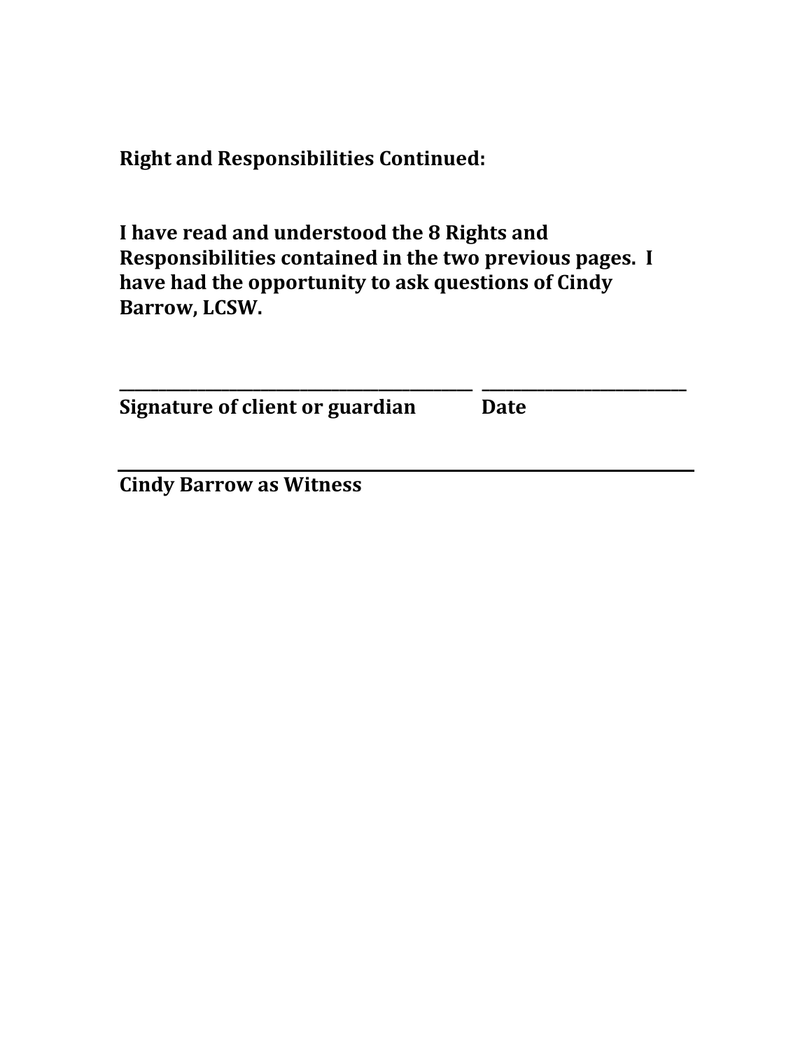**Right and Responsibilities Continued:**

**I have read and understood the 8 Rights and Responsibilities contained in the two previous pages. I have had the opportunity to ask questions of Cindy Barrow, LCSW.**

\_\_\_\_\_\_\_\_\_\_\_\_\_\_\_\_\_\_\_\_\_\_\_\_\_\_\_\_\_\_\_\_\_\_\_\_\_\_\_\_\_\_\_\_ \_\_\_\_\_\_\_\_\_\_\_\_\_\_\_\_\_\_\_\_\_\_\_\_\_\_\_

**Signature of client or guardian** **Date**

\_\_\_\_\_\_\_\_\_\_\_\_\_\_\_\_\_\_\_\_\_\_\_\_\_\_\_\_\_\_\_\_\_\_\_\_\_\_\_\_\_\_\_\_\_\_\_\_\_\_\_\_\_\_\_\_\_\_\_\_\_\_\_\_\_\_\_\_\_\_\_\_

**Cindy Barrow as Witness**